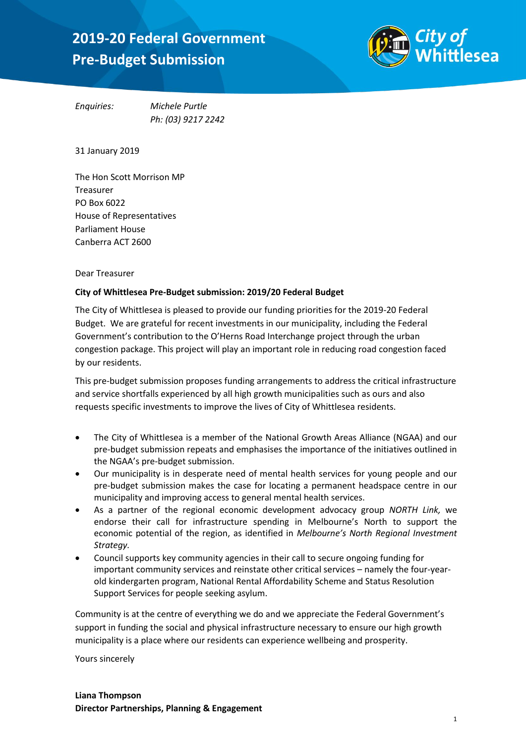# 2019-20 Federal Government Pre-Budget Submission

City of Whittlesea

*Enquiries:* *Michele Purtle*
*Ph: (03) 9217 2242*

31 January 2019

The Hon Scott Morrison MP
Treasurer
PO Box 6022
House of Representatives
Parliament House
Canberra ACT 2600

Dear Treasurer

**City of Whittlesea Pre-Budget submission: 2019/20 Federal Budget**

The City of Whittlesea is pleased to provide our funding priorities for the 2019-20 Federal Budget. We are grateful for recent investments in our municipality, including the Federal Government's contribution to the O'Herns Road Interchange project through the urban congestion package. This project will play an important role in reducing road congestion faced by our residents.

This pre-budget submission proposes funding arrangements to address the critical infrastructure and service shortfalls experienced by all high growth municipalities such as ours and also requests specific investments to improve the lives of City of Whittlesea residents.

- The City of Whittlesea is a member of the National Growth Areas Alliance (NGAA) and our pre-budget submission repeats and emphasises the importance of the initiatives outlined in the NGAA's pre-budget submission.
- Our municipality is in desperate need of mental health services for young people and our pre-budget submission makes the case for locating a permanent headspace centre in our municipality and improving access to general mental health services.
- As a partner of the regional economic development advocacy group *NORTH Link,* we endorse their call for infrastructure spending in Melbourne's North to support the economic potential of the region, as identified in *Melbourne's North Regional Investment Strategy.*
- Council supports key community agencies in their call to secure ongoing funding for important community services and reinstate other critical services – namely the four-year-old kindergarten program, National Rental Affordability Scheme and Status Resolution Support Services for people seeking asylum.

Community is at the centre of everything we do and we appreciate the Federal Government's support in funding the social and physical infrastructure necessary to ensure our high growth municipality is a place where our residents can experience wellbeing and prosperity.

Yours sincerely

**Liana Thompson**
**Director Partnerships, Planning & Engagement**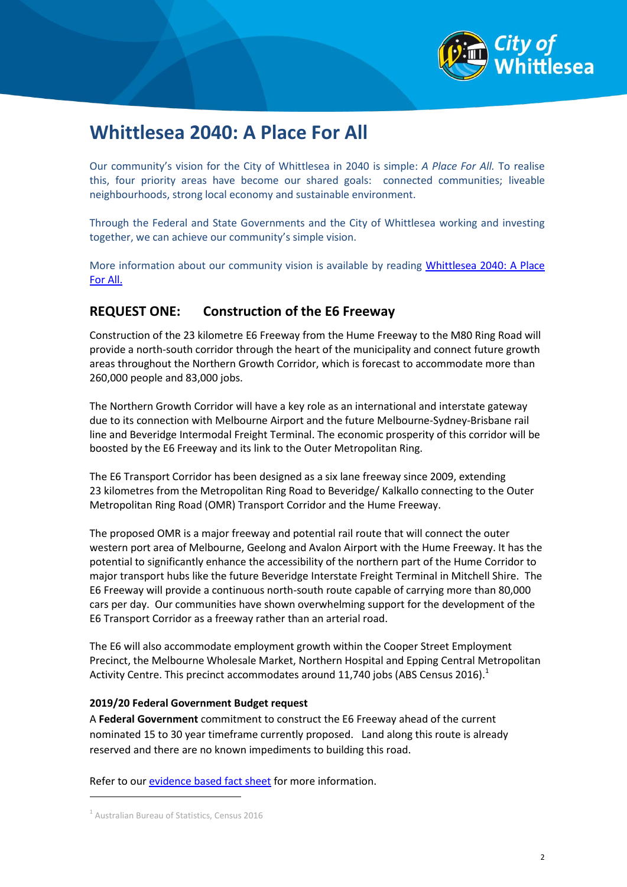# Whittlesea 2040: A Place For All

Our community's vision for the City of Whittlesea in 2040 is simple: *A Place For All.* To realise this, four priority areas have become our shared goals: connected communities; liveable neighbourhoods, strong local economy and sustainable environment.

Through the Federal and State Governments and the City of Whittlesea working and investing together, we can achieve our community's simple vision.

More information about our community vision is available by reading [Whittlesea 2040: A Place For All.](#)

## REQUEST ONE: Construction of the E6 Freeway

Construction of the 23 kilometre E6 Freeway from the Hume Freeway to the M80 Ring Road will provide a north-south corridor through the heart of the municipality and connect future growth areas throughout the Northern Growth Corridor, which is forecast to accommodate more than 260,000 people and 83,000 jobs.

The Northern Growth Corridor will have a key role as an international and interstate gateway due to its connection with Melbourne Airport and the future Melbourne-Sydney-Brisbane rail line and Beveridge Intermodal Freight Terminal. The economic prosperity of this corridor will be boosted by the E6 Freeway and its link to the Outer Metropolitan Ring.

The E6 Transport Corridor has been designed as a six lane freeway since 2009, extending 23 kilometres from the Metropolitan Ring Road to Beveridge/ Kalkallo connecting to the Outer Metropolitan Ring Road (OMR) Transport Corridor and the Hume Freeway.

The proposed OMR is a major freeway and potential rail route that will connect the outer western port area of Melbourne, Geelong and Avalon Airport with the Hume Freeway. It has the potential to significantly enhance the accessibility of the northern part of the Hume Corridor to major transport hubs like the future Beveridge Interstate Freight Terminal in Mitchell Shire. The E6 Freeway will provide a continuous north-south route capable of carrying more than 80,000 cars per day. Our communities have shown overwhelming support for the development of the E6 Transport Corridor as a freeway rather than an arterial road.

The E6 will also accommodate employment growth within the Cooper Street Employment Precinct, the Melbourne Wholesale Market, Northern Hospital and Epping Central Metropolitan Activity Centre. This precinct accommodates around 11,740 jobs (ABS Census 2016).[1]

**2019/20 Federal Government Budget request**

A **Federal Government** commitment to construct the E6 Freeway ahead of the current nominated 15 to 30 year timeframe currently proposed. Land along this route is already reserved and there are no known impediments to building this road.

Refer to our [evidence based fact sheet](#) for more information.

---

[1] Australian Bureau of Statistics, Census 2016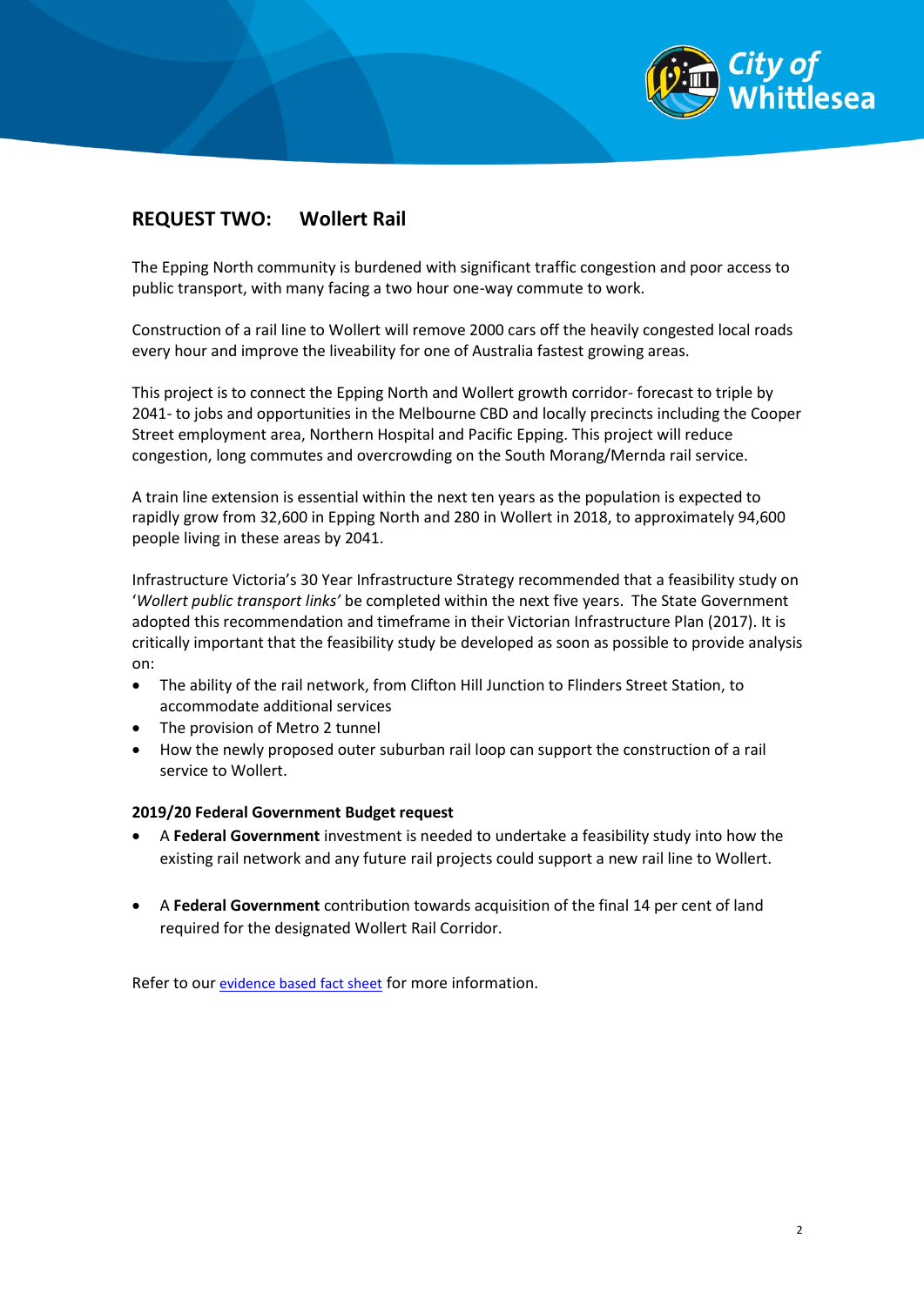## REQUEST TWO: Wollert Rail

The Epping North community is burdened with significant traffic congestion and poor access to public transport, with many facing a two hour one-way commute to work.

Construction of a rail line to Wollert will remove 2000 cars off the heavily congested local roads every hour and improve the liveability for one of Australia fastest growing areas.

This project is to connect the Epping North and Wollert growth corridor- forecast to triple by 2041- to jobs and opportunities in the Melbourne CBD and locally precincts including the Cooper Street employment area, Northern Hospital and Pacific Epping. This project will reduce congestion, long commutes and overcrowding on the South Morang/Mernda rail service.

A train line extension is essential within the next ten years as the population is expected to rapidly grow from 32,600 in Epping North and 280 in Wollert in 2018, to approximately 94,600 people living in these areas by 2041.

Infrastructure Victoria's 30 Year Infrastructure Strategy recommended that a feasibility study on '*Wollert public transport links'* be completed within the next five years. The State Government adopted this recommendation and timeframe in their Victorian Infrastructure Plan (2017). It is critically important that the feasibility study be developed as soon as possible to provide analysis on:

- The ability of the rail network, from Clifton Hill Junction to Flinders Street Station, to accommodate additional services
- The provision of Metro 2 tunnel
- How the newly proposed outer suburban rail loop can support the construction of a rail service to Wollert.

**2019/20 Federal Government Budget request**

- A **Federal Government** investment is needed to undertake a feasibility study into how the existing rail network and any future rail projects could support a new rail line to Wollert.
- A **Federal Government** contribution towards acquisition of the final 14 per cent of land required for the designated Wollert Rail Corridor.

Refer to our evidence based fact sheet for more information.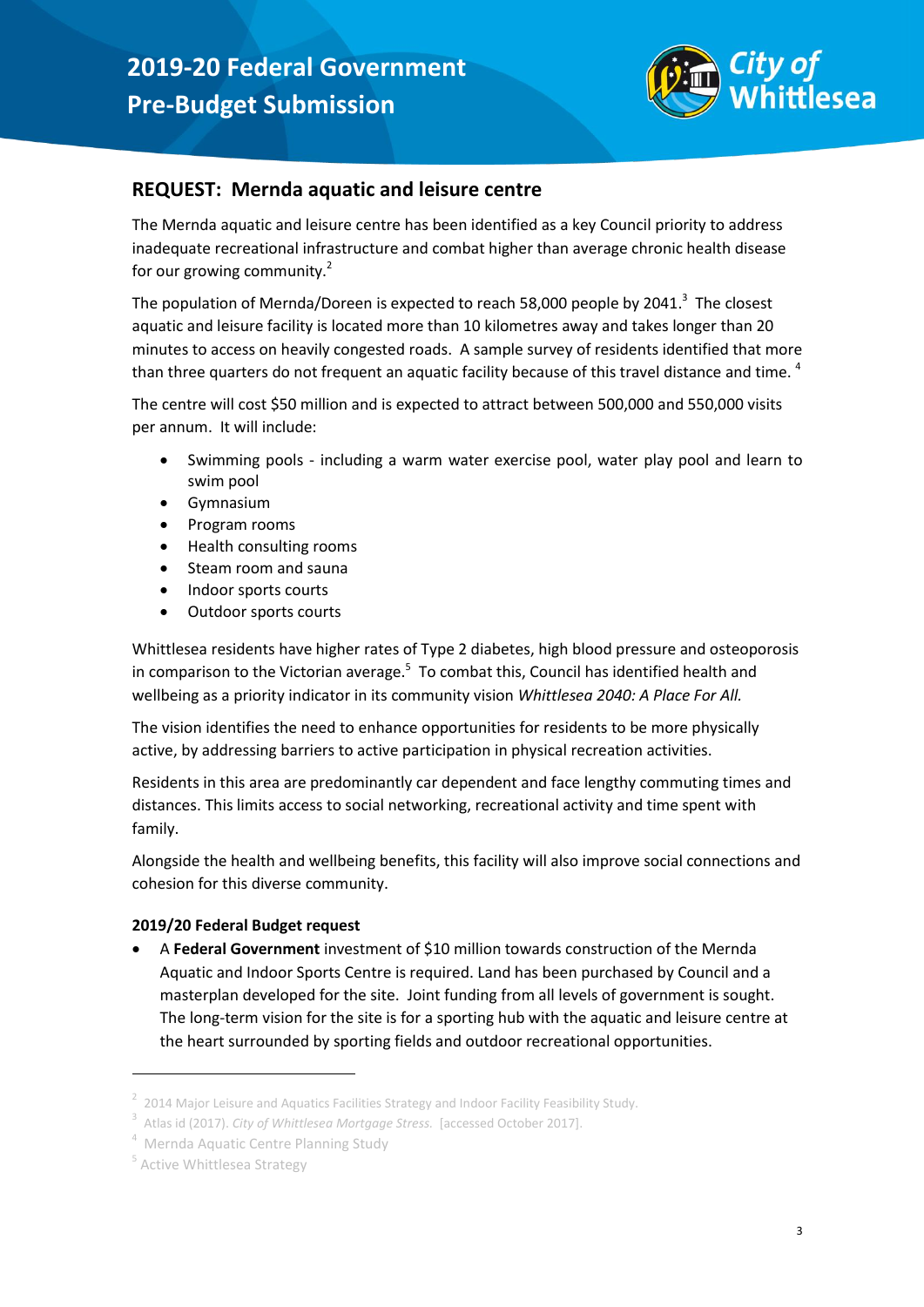## REQUEST: Mernda aquatic and leisure centre

The Mernda aquatic and leisure centre has been identified as a key Council priority to address inadequate recreational infrastructure and combat higher than average chronic health disease for our growing community.[2]

The population of Mernda/Doreen is expected to reach 58,000 people by 2041.[3] The closest aquatic and leisure facility is located more than 10 kilometres away and takes longer than 20 minutes to access on heavily congested roads. A sample survey of residents identified that more than three quarters do not frequent an aquatic facility because of this travel distance and time.[4]

The centre will cost $50 million and is expected to attract between 500,000 and 550,000 visits per annum. It will include:

- Swimming pools - including a warm water exercise pool, water play pool and learn to swim pool
- Gymnasium
- Program rooms
- Health consulting rooms
- Steam room and sauna
- Indoor sports courts
- Outdoor sports courts

Whittlesea residents have higher rates of Type 2 diabetes, high blood pressure and osteoporosis in comparison to the Victorian average.[5] To combat this, Council has identified health and wellbeing as a priority indicator in its community vision *Whittlesea 2040: A Place For All.*

The vision identifies the need to enhance opportunities for residents to be more physically active, by addressing barriers to active participation in physical recreation activities.

Residents in this area are predominantly car dependent and face lengthy commuting times and distances. This limits access to social networking, recreational activity and time spent with family.

Alongside the health and wellbeing benefits, this facility will also improve social connections and cohesion for this diverse community.

**2019/20 Federal Budget request**

- A **Federal Government** investment of $10 million towards construction of the Mernda Aquatic and Indoor Sports Centre is required. Land has been purchased by Council and a masterplan developed for the site. Joint funding from all levels of government is sought. The long-term vision for the site is for a sporting hub with the aquatic and leisure centre at the heart surrounded by sporting fields and outdoor recreational opportunities.

---

[2] 2014 Major Leisure and Aquatics Facilities Strategy and Indoor Facility Feasibility Study.

[3] Atlas id (2017). *City of Whittlesea Mortgage Stress.* [accessed October 2017].

[4] Mernda Aquatic Centre Planning Study

[5] Active Whittlesea Strategy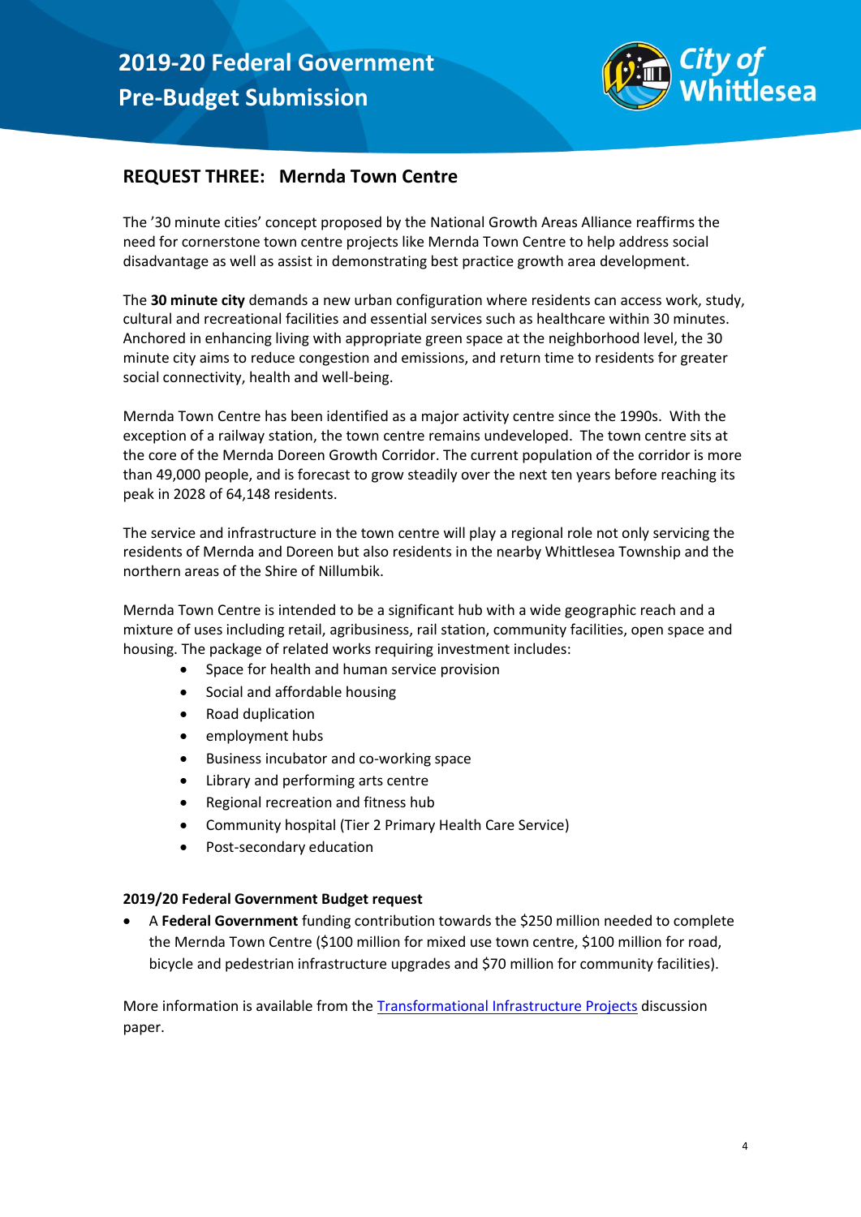## REQUEST THREE: Mernda Town Centre

The '30 minute cities' concept proposed by the National Growth Areas Alliance reaffirms the need for cornerstone town centre projects like Mernda Town Centre to help address social disadvantage as well as assist in demonstrating best practice growth area development.

The **30 minute city** demands a new urban configuration where residents can access work, study, cultural and recreational facilities and essential services such as healthcare within 30 minutes. Anchored in enhancing living with appropriate green space at the neighborhood level, the 30 minute city aims to reduce congestion and emissions, and return time to residents for greater social connectivity, health and well-being.

Mernda Town Centre has been identified as a major activity centre since the 1990s. With the exception of a railway station, the town centre remains undeveloped. The town centre sits at the core of the Mernda Doreen Growth Corridor. The current population of the corridor is more than 49,000 people, and is forecast to grow steadily over the next ten years before reaching its peak in 2028 of 64,148 residents.

The service and infrastructure in the town centre will play a regional role not only servicing the residents of Mernda and Doreen but also residents in the nearby Whittlesea Township and the northern areas of the Shire of Nillumbik.

Mernda Town Centre is intended to be a significant hub with a wide geographic reach and a mixture of uses including retail, agribusiness, rail station, community facilities, open space and housing. The package of related works requiring investment includes:

- Space for health and human service provision
- Social and affordable housing
- Road duplication
- employment hubs
- Business incubator and co-working space
- Library and performing arts centre
- Regional recreation and fitness hub
- Community hospital (Tier 2 Primary Health Care Service)
- Post-secondary education

**2019/20 Federal Government Budget request**

- A **Federal Government** funding contribution towards the $250 million needed to complete the Mernda Town Centre ($100 million for mixed use town centre, $100 million for road, bicycle and pedestrian infrastructure upgrades and $70 million for community facilities).

More information is available from the Transformational Infrastructure Projects discussion paper.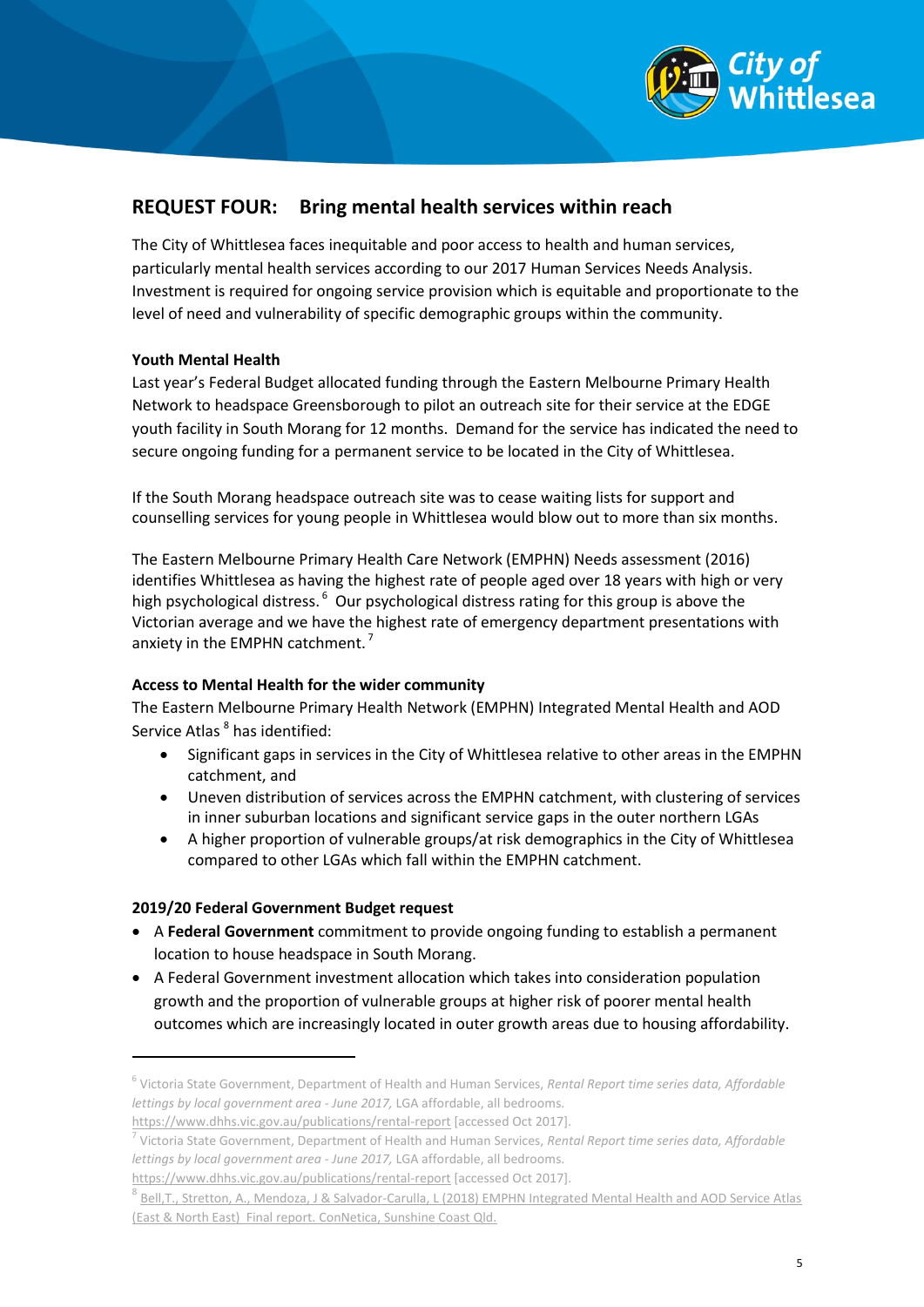## REQUEST FOUR: Bring mental health services within reach

The City of Whittlesea faces inequitable and poor access to health and human services, particularly mental health services according to our 2017 Human Services Needs Analysis. Investment is required for ongoing service provision which is equitable and proportionate to the level of need and vulnerability of specific demographic groups within the community.

### Youth Mental Health

Last year's Federal Budget allocated funding through the Eastern Melbourne Primary Health Network to headspace Greensborough to pilot an outreach site for their service at the EDGE youth facility in South Morang for 12 months. Demand for the service has indicated the need to secure ongoing funding for a permanent service to be located in the City of Whittlesea.

If the South Morang headspace outreach site was to cease waiting lists for support and counselling services for young people in Whittlesea would blow out to more than six months.

The Eastern Melbourne Primary Health Care Network (EMPHN) Needs assessment (2016) identifies Whittlesea as having the highest rate of people aged over 18 years with high or very high psychological distress.[6] Our psychological distress rating for this group is above the Victorian average and we have the highest rate of emergency department presentations with anxiety in the EMPHN catchment.[7]

### Access to Mental Health for the wider community

The Eastern Melbourne Primary Health Network (EMPHN) Integrated Mental Health and AOD Service Atlas[8] has identified:

- Significant gaps in services in the City of Whittlesea relative to other areas in the EMPHN catchment, and
- Uneven distribution of services across the EMPHN catchment, with clustering of services in inner suburban locations and significant service gaps in the outer northern LGAs
- A higher proportion of vulnerable groups/at risk demographics in the City of Whittlesea compared to other LGAs which fall within the EMPHN catchment.

### 2019/20 Federal Government Budget request

- A **Federal Government** commitment to provide ongoing funding to establish a permanent location to house headspace in South Morang.
- A Federal Government investment allocation which takes into consideration population growth and the proportion of vulnerable groups at higher risk of poorer mental health outcomes which are increasingly located in outer growth areas due to housing affordability.

---

[6] Victoria State Government, Department of Health and Human Services, *Rental Report time series data, Affordable lettings by local government area - June 2017,* LGA affordable, all bedrooms. https://www.dhhs.vic.gov.au/publications/rental-report [accessed Oct 2017].

[7] Victoria State Government, Department of Health and Human Services, *Rental Report time series data, Affordable lettings by local government area - June 2017,* LGA affordable, all bedrooms. https://www.dhhs.vic.gov.au/publications/rental-report [accessed Oct 2017].

[8] Bell,T., Stretton, A., Mendoza, J & Salvador-Carulla, L (2018) EMPHN Integrated Mental Health and AOD Service Atlas (East & North East) Final report. ConNetica, Sunshine Coast Qld.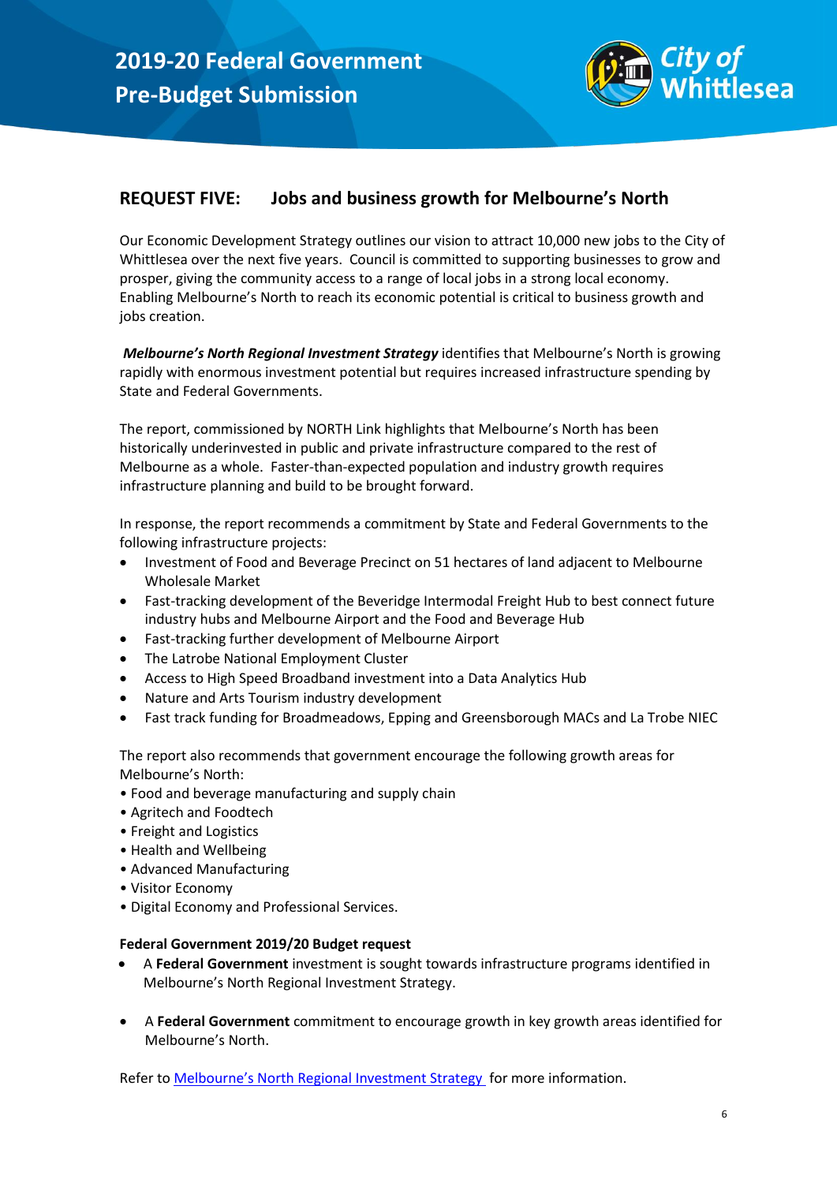## REQUEST FIVE: Jobs and business growth for Melbourne's North

Our Economic Development Strategy outlines our vision to attract 10,000 new jobs to the City of Whittlesea over the next five years. Council is committed to supporting businesses to grow and prosper, giving the community access to a range of local jobs in a strong local economy. Enabling Melbourne's North to reach its economic potential is critical to business growth and jobs creation.

***Melbourne's North Regional Investment Strategy*** identifies that Melbourne's North is growing rapidly with enormous investment potential but requires increased infrastructure spending by State and Federal Governments.

The report, commissioned by NORTH Link highlights that Melbourne's North has been historically underinvested in public and private infrastructure compared to the rest of Melbourne as a whole. Faster-than-expected population and industry growth requires infrastructure planning and build to be brought forward.

In response, the report recommends a commitment by State and Federal Governments to the following infrastructure projects:

- Investment of Food and Beverage Precinct on 51 hectares of land adjacent to Melbourne Wholesale Market
- Fast-tracking development of the Beveridge Intermodal Freight Hub to best connect future industry hubs and Melbourne Airport and the Food and Beverage Hub
- Fast-tracking further development of Melbourne Airport
- The Latrobe National Employment Cluster
- Access to High Speed Broadband investment into a Data Analytics Hub
- Nature and Arts Tourism industry development
- Fast track funding for Broadmeadows, Epping and Greensborough MACs and La Trobe NIEC

The report also recommends that government encourage the following growth areas for Melbourne's North:

- Food and beverage manufacturing and supply chain
- Agritech and Foodtech
- Freight and Logistics
- Health and Wellbeing
- Advanced Manufacturing
- Visitor Economy
- Digital Economy and Professional Services.

**Federal Government 2019/20 Budget request**

- A **Federal Government** investment is sought towards infrastructure programs identified in Melbourne's North Regional Investment Strategy.
- A **Federal Government** commitment to encourage growth in key growth areas identified for Melbourne's North.

Refer to Melbourne's North Regional Investment Strategy for more information.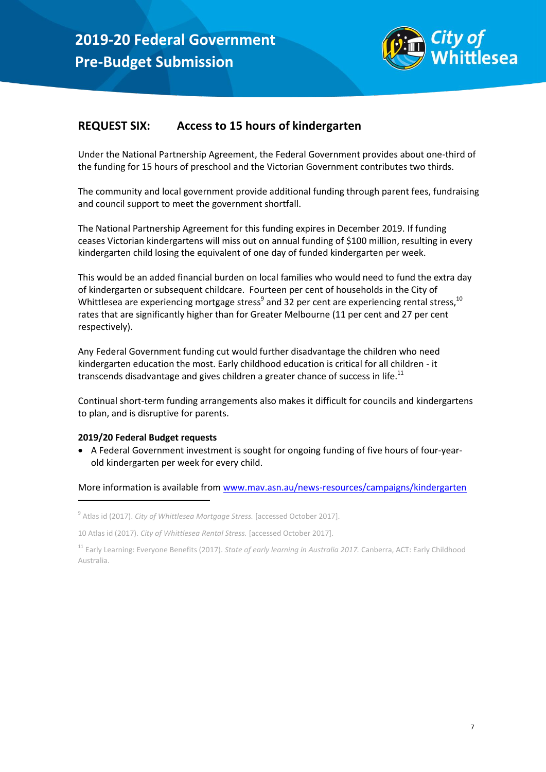## REQUEST SIX: Access to 15 hours of kindergarten

Under the National Partnership Agreement, the Federal Government provides about one-third of the funding for 15 hours of preschool and the Victorian Government contributes two thirds.

The community and local government provide additional funding through parent fees, fundraising and council support to meet the government shortfall.

The National Partnership Agreement for this funding expires in December 2019. If funding ceases Victorian kindergartens will miss out on annual funding of $100 million, resulting in every kindergarten child losing the equivalent of one day of funded kindergarten per week.

This would be an added financial burden on local families who would need to fund the extra day of kindergarten or subsequent childcare. Fourteen per cent of households in the City of Whittlesea are experiencing mortgage stress[9] and 32 per cent are experiencing rental stress,[10] rates that are significantly higher than for Greater Melbourne (11 per cent and 27 per cent respectively).

Any Federal Government funding cut would further disadvantage the children who need kindergarten education the most. Early childhood education is critical for all children - it transcends disadvantage and gives children a greater chance of success in life.[11]

Continual short-term funding arrangements also makes it difficult for councils and kindergartens to plan, and is disruptive for parents.

**2019/20 Federal Budget requests**

- A Federal Government investment is sought for ongoing funding of five hours of four-year-old kindergarten per week for every child.

More information is available from [www.mav.asn.au/news-resources/campaigns/kindergarten](www.mav.asn.au/news-resources/campaigns/kindergarten)

---

[9] Atlas id (2017). *City of Whittlesea Mortgage Stress.* [accessed October 2017].

10 Atlas id (2017). *City of Whittlesea Rental Stress.* [accessed October 2017].

[11] Early Learning: Everyone Benefits (2017). *State of early learning in Australia 2017.* Canberra, ACT: Early Childhood Australia.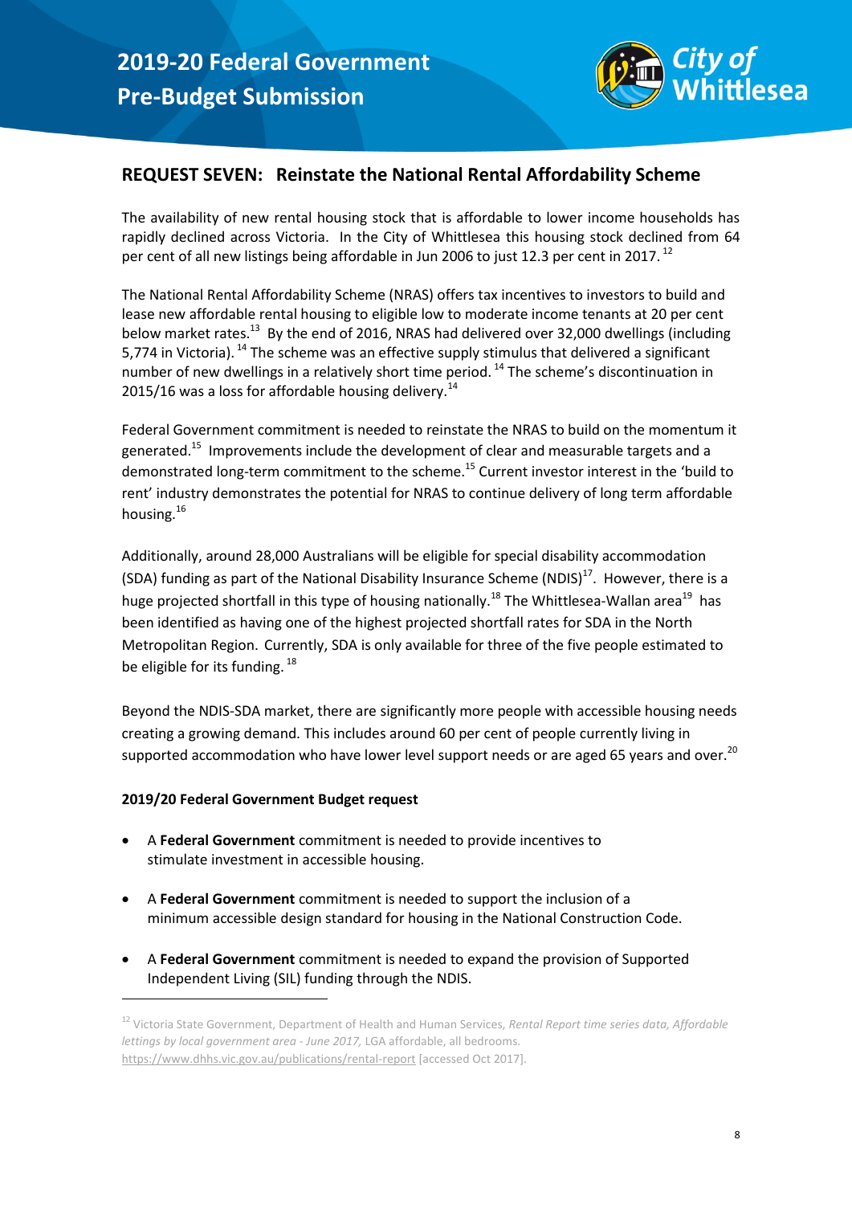## REQUEST SEVEN: Reinstate the National Rental Affordability Scheme

The availability of new rental housing stock that is affordable to lower income households has rapidly declined across Victoria. In the City of Whittlesea this housing stock declined from 64 per cent of all new listings being affordable in Jun 2006 to just 12.3 per cent in 2017.[12]

The National Rental Affordability Scheme (NRAS) offers tax incentives to investors to build and lease new affordable rental housing to eligible low to moderate income tenants at 20 per cent below market rates.[13] By the end of 2016, NRAS had delivered over 32,000 dwellings (including 5,774 in Victoria).[14] The scheme was an effective supply stimulus that delivered a significant number of new dwellings in a relatively short time period.[14] The scheme's discontinuation in 2015/16 was a loss for affordable housing delivery.[14]

Federal Government commitment is needed to reinstate the NRAS to build on the momentum it generated.[15] Improvements include the development of clear and measurable targets and a demonstrated long-term commitment to the scheme.[15] Current investor interest in the 'build to rent' industry demonstrates the potential for NRAS to continue delivery of long term affordable housing.[16]

Additionally, around 28,000 Australians will be eligible for special disability accommodation (SDA) funding as part of the National Disability Insurance Scheme (NDIS)[17]. However, there is a huge projected shortfall in this type of housing nationally.[18] The Whittlesea-Wallan area[19] has been identified as having one of the highest projected shortfall rates for SDA in the North Metropolitan Region. Currently, SDA is only available for three of the five people estimated to be eligible for its funding.[18]

Beyond the NDIS-SDA market, there are significantly more people with accessible housing needs creating a growing demand. This includes around 60 per cent of people currently living in supported accommodation who have lower level support needs or are aged 65 years and over.[20]

**2019/20 Federal Government Budget request**

- A **Federal Government** commitment is needed to provide incentives to stimulate investment in accessible housing.
- A **Federal Government** commitment is needed to support the inclusion of a minimum accessible design standard for housing in the National Construction Code.
- A **Federal Government** commitment is needed to expand the provision of Supported Independent Living (SIL) funding through the NDIS.

---

[12] Victoria State Government, Department of Health and Human Services, *Rental Report time series data, Affordable lettings by local government area - June 2017,* LGA affordable, all bedrooms. https://www.dhhs.vic.gov.au/publications/rental-report [accessed Oct 2017].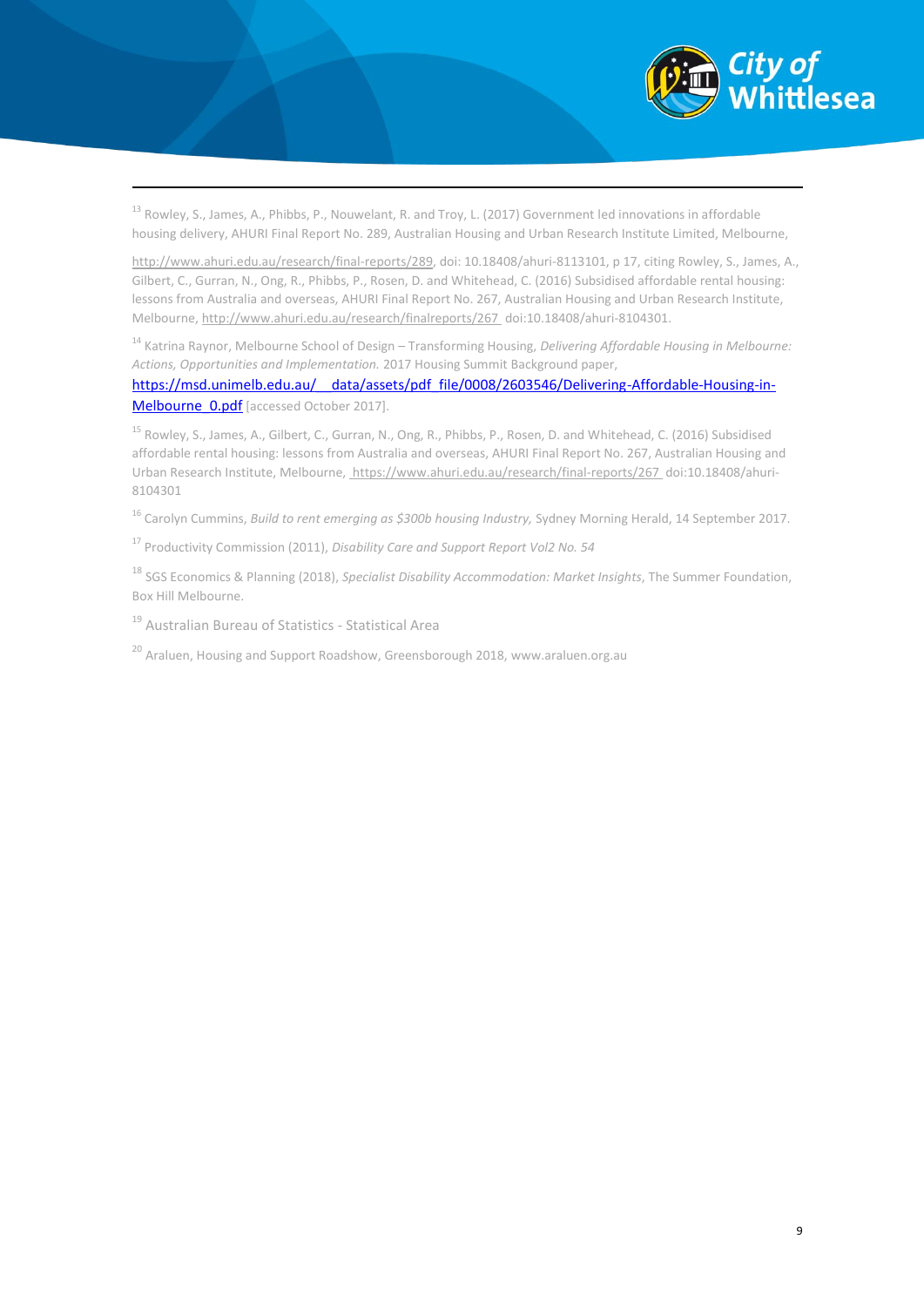[13] Rowley, S., James, A., Phibbs, P., Nouwelant, R. and Troy, L. (2017) Government led innovations in affordable housing delivery, AHURI Final Report No. 289, Australian Housing and Urban Research Institute Limited, Melbourne,

http://www.ahuri.edu.au/research/final-reports/289, doi: 10.18408/ahuri-8113101, p 17, citing Rowley, S., James, A., Gilbert, C., Gurran, N., Ong, R., Phibbs, P., Rosen, D. and Whitehead, C. (2016) Subsidised affordable rental housing: lessons from Australia and overseas, AHURI Final Report No. 267, Australian Housing and Urban Research Institute, Melbourne, http://www.ahuri.edu.au/research/finalreports/267 doi:10.18408/ahuri-8104301.

[14] Katrina Raynor, Melbourne School of Design – Transforming Housing, *Delivering Affordable Housing in Melbourne: Actions, Opportunities and Implementation.* 2017 Housing Summit Background paper, https://msd.unimelb.edu.au/__data/assets/pdf_file/0008/2603546/Delivering-Affordable-Housing-in-Melbourne_0.pdf [accessed October 2017].

[15] Rowley, S., James, A., Gilbert, C., Gurran, N., Ong, R., Phibbs, P., Rosen, D. and Whitehead, C. (2016) Subsidised affordable rental housing: lessons from Australia and overseas, AHURI Final Report No. 267, Australian Housing and Urban Research Institute, Melbourne, https://www.ahuri.edu.au/research/final-reports/267 doi:10.18408/ahuri-8104301

[16] Carolyn Cummins, *Build to rent emerging as $300b housing Industry,* Sydney Morning Herald, 14 September 2017.

[17] Productivity Commission (2011), *Disability Care and Support Report Vol2 No. 54*

[18] SGS Economics & Planning (2018), *Specialist Disability Accommodation: Market Insights*, The Summer Foundation, Box Hill Melbourne.

[19] Australian Bureau of Statistics - Statistical Area

[20] Araluen, Housing and Support Roadshow, Greensborough 2018, www.araluen.org.au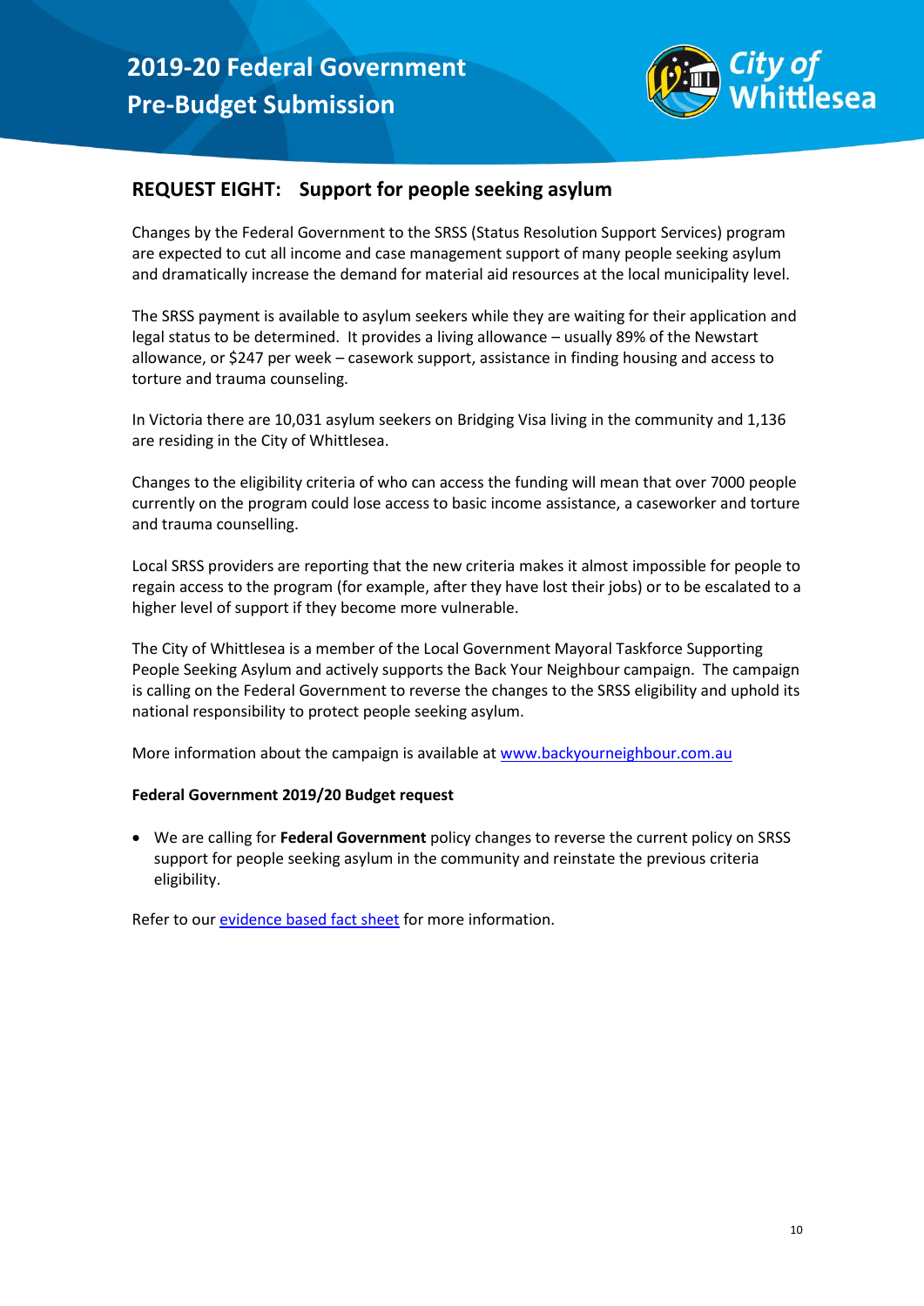## REQUEST EIGHT: Support for people seeking asylum

Changes by the Federal Government to the SRSS (Status Resolution Support Services) program are expected to cut all income and case management support of many people seeking asylum and dramatically increase the demand for material aid resources at the local municipality level.

The SRSS payment is available to asylum seekers while they are waiting for their application and legal status to be determined. It provides a living allowance – usually 89% of the Newstart allowance, or $247 per week – casework support, assistance in finding housing and access to torture and trauma counseling.

In Victoria there are 10,031 asylum seekers on Bridging Visa living in the community and 1,136 are residing in the City of Whittlesea.

Changes to the eligibility criteria of who can access the funding will mean that over 7000 people currently on the program could lose access to basic income assistance, a caseworker and torture and trauma counselling.

Local SRSS providers are reporting that the new criteria makes it almost impossible for people to regain access to the program (for example, after they have lost their jobs) or to be escalated to a higher level of support if they become more vulnerable.

The City of Whittlesea is a member of the Local Government Mayoral Taskforce Supporting People Seeking Asylum and actively supports the Back Your Neighbour campaign. The campaign is calling on the Federal Government to reverse the changes to the SRSS eligibility and uphold its national responsibility to protect people seeking asylum.

More information about the campaign is available at [www.backyourneighbour.com.au](http://www.backyourneighbour.com.au)

**Federal Government 2019/20 Budget request**

- We are calling for **Federal Government** policy changes to reverse the current policy on SRSS support for people seeking asylum in the community and reinstate the previous criteria eligibility.

Refer to our evidence based fact sheet for more information.